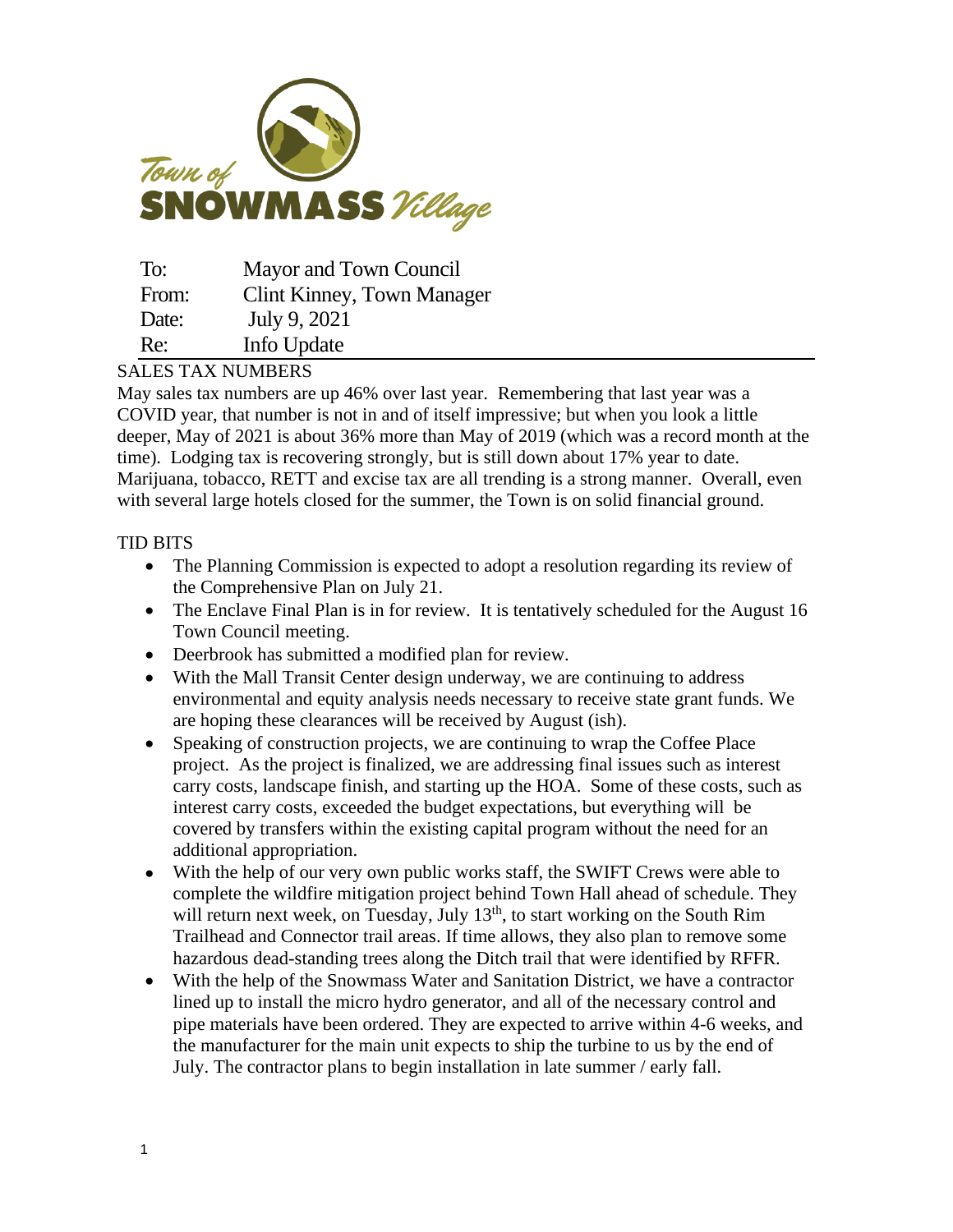Town of SNOWMASS Village

| | |
|---|---|
| To: | Mayor and Town Council |
| From: | Clint Kinney, Town Manager |
| Date: | July 9, 2021 |
| Re: | Info Update |

## SALES TAX NUMBERS

May sales tax numbers are up 46% over last year. Remembering that last year was a COVID year, that number is not in and of itself impressive; but when you look a little deeper, May of 2021 is about 36% more than May of 2019 (which was a record month at the time). Lodging tax is recovering strongly, but is still down about 17% year to date. Marijuana, tobacco, RETT and excise tax are all trending is a strong manner. Overall, even with several large hotels closed for the summer, the Town is on solid financial ground.

## TID BITS

- The Planning Commission is expected to adopt a resolution regarding its review of the Comprehensive Plan on July 21.
- The Enclave Final Plan is in for review. It is tentatively scheduled for the August 16 Town Council meeting.
- Deerbrook has submitted a modified plan for review.
- With the Mall Transit Center design underway, we are continuing to address environmental and equity analysis needs necessary to receive state grant funds. We are hoping these clearances will be received by August (ish).
- Speaking of construction projects, we are continuing to wrap the Coffee Place project. As the project is finalized, we are addressing final issues such as interest carry costs, landscape finish, and starting up the HOA. Some of these costs, such as interest carry costs, exceeded the budget expectations, but everything will be covered by transfers within the existing capital program without the need for an additional appropriation.
- With the help of our very own public works staff, the SWIFT Crews were able to complete the wildfire mitigation project behind Town Hall ahead of schedule. They will return next week, on Tuesday, July 13th, to start working on the South Rim Trailhead and Connector trail areas. If time allows, they also plan to remove some hazardous dead-standing trees along the Ditch trail that were identified by RFFR.
- With the help of the Snowmass Water and Sanitation District, we have a contractor lined up to install the micro hydro generator, and all of the necessary control and pipe materials have been ordered. They are expected to arrive within 4-6 weeks, and the manufacturer for the main unit expects to ship the turbine to us by the end of July. The contractor plans to begin installation in late summer / early fall.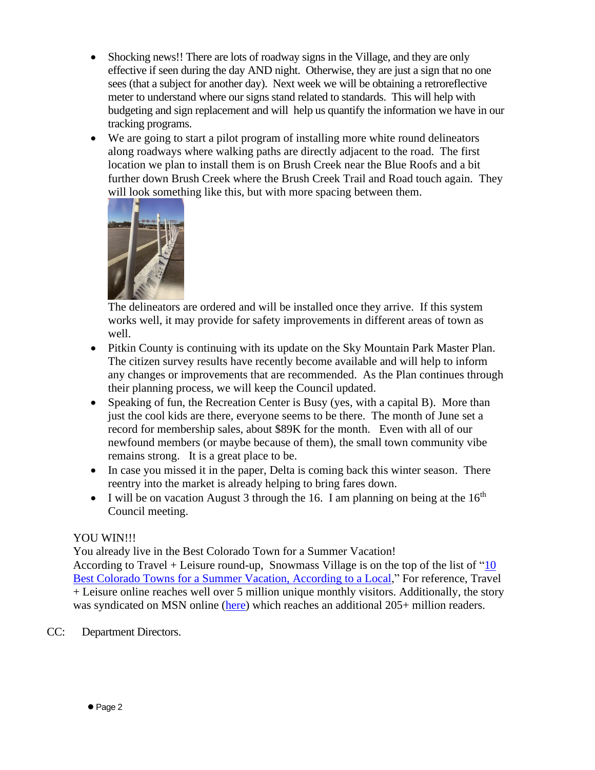- Shocking news!! There are lots of roadway signs in the Village, and they are only effective if seen during the day AND night. Otherwise, they are just a sign that no one sees (that a subject for another day). Next week we will be obtaining a retroreflective meter to understand where our signs stand related to standards. This will help with budgeting and sign replacement and will help us quantify the information we have in our tracking programs.
- We are going to start a pilot program of installing more white round delineators along roadways where walking paths are directly adjacent to the road. The first location we plan to install them is on Brush Creek near the Blue Roofs and a bit further down Brush Creek where the Brush Creek Trail and Road touch again. They will look something like this, but with more spacing between them.

  The delineators are ordered and will be installed once they arrive. If this system works well, it may provide for safety improvements in different areas of town as well.
- Pitkin County is continuing with its update on the Sky Mountain Park Master Plan. The citizen survey results have recently become available and will help to inform any changes or improvements that are recommended. As the Plan continues through their planning process, we will keep the Council updated.
- Speaking of fun, the Recreation Center is Busy (yes, with a capital B). More than just the cool kids are there, everyone seems to be there. The month of June set a record for membership sales, about $89K for the month. Even with all of our newfound members (or maybe because of them), the small town community vibe remains strong. It is a great place to be.
- In case you missed it in the paper, Delta is coming back this winter season. There reentry into the market is already helping to bring fares down.
- I will be on vacation August 3 through the 16. I am planning on being at the 16th Council meeting.

YOU WIN!!!
You already live in the Best Colorado Town for a Summer Vacation!
According to Travel + Leisure round-up, Snowmass Village is on the top of the list of "10 Best Colorado Towns for a Summer Vacation, According to a Local," For reference, Travel + Leisure online reaches well over 5 million unique monthly visitors. Additionally, the story was syndicated on MSN online (here) which reaches an additional 205+ million readers.

CC: Department Directors.